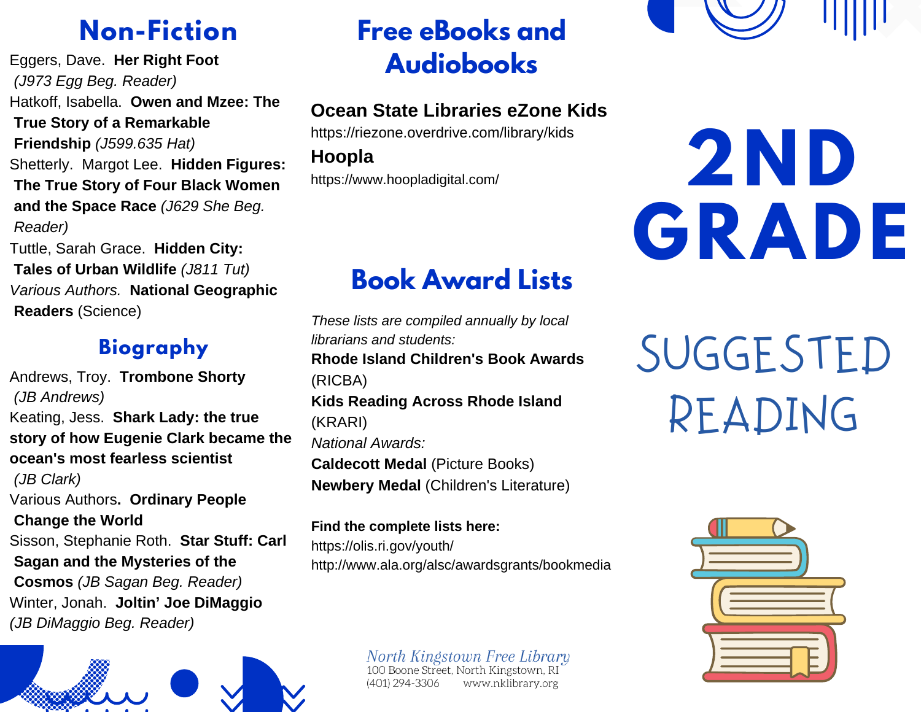## Non-Fiction

Eggers, Dave. **Her Right Foot** *(J973 Egg Beg. Reader)*

Hatkoff, Isabella. **Owen and Mzee: The True Story of a Remarkable Friendship** *(J599.635 Hat)*

Shetterly. Margot Lee. **Hidden Figures: The True Story of Four Black Women and the Space Race** *(J629 She Beg. Reader)*

Tuttle, Sarah Grace. **Hidden City: Tales of Urban Wildlife** *(J811 Tut)*

*Various Authors.* **National Geographic Readers** (Science)

## Biography

Andrews, Troy. **Trombone Shorty** *(JB Andrews)*

Keating, Jess. **Shark Lady: the true story of how Eugenie Clark became the ocean's most fearless scientist** *(JB Clark)*

Various Authors**. Ordinary People Change the World**

Sisson, Stephanie Roth. **Star Stuff: Carl Sagan and the Mysteries of the Cosmos** *(JB Sagan Beg. Reader)*

Winter, Jonah. **Joltin' Joe DiMaggio** *(JB DiMaggio Beg. Reader)*

## Free eBooks and Audiobooks

**Ocean State Libraries eZone Kids**
https://riezone.overdrive.com/library/kids

**Hoopla**
https://www.hoopladigital.com/

## Book Award Lists

*These lists are compiled annually by local librarians and students:*

**Rhode Island Children's Book Awards** (RICBA)

**Kids Reading Across Rhode Island** (KRARI)

*National Awards:*

**Caldecott Medal** (Picture Books)

**Newbery Medal** (Children's Literature)

**Find the complete lists here:**
https://olis.ri.gov/youth/
http://www.ala.org/alsc/awardsgrants/bookmedia

*North Kingstown Free Library*
100 Boone Street, North Kingstown, RI
(401) 294-3306 www.nklibrary.org

# 2ND GRADE

# SUGGESTED READING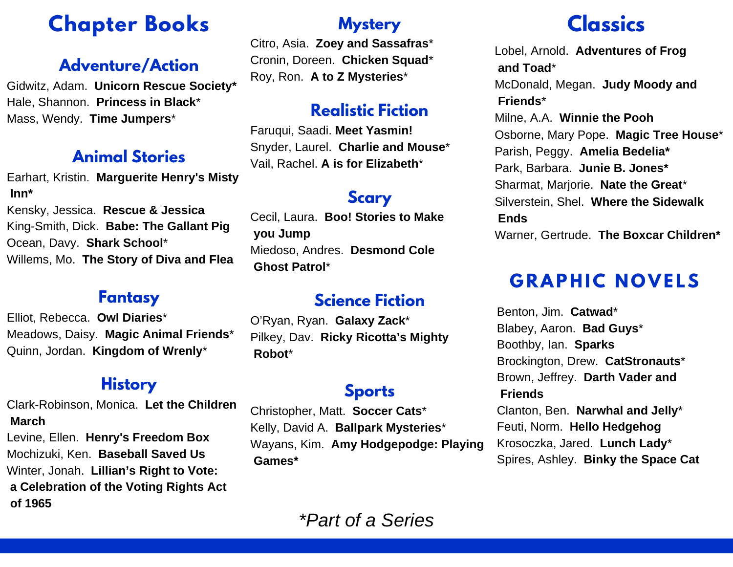# Chapter Books

## Adventure/Action

Gidwitz, Adam. **Unicorn Rescue Society***
Hale, Shannon. **Princess in Black***
Mass, Wendy. **Time Jumpers***

## Animal Stories

Earhart, Kristin. **Marguerite Henry's Misty Inn***
Kensky, Jessica. **Rescue & Jessica**
King-Smith, Dick. **Babe: The Gallant Pig**
Ocean, Davy. **Shark School***
Willems, Mo. **The Story of Diva and Flea**

## Fantasy

Elliot, Rebecca. **Owl Diaries***
Meadows, Daisy. **Magic Animal Friends***
Quinn, Jordan. **Kingdom of Wrenly***

## History

Clark-Robinson, Monica. **Let the Children March**
Levine, Ellen. **Henry's Freedom Box**
Mochizuki, Ken. **Baseball Saved Us**
Winter, Jonah. **Lillian's Right to Vote: a Celebration of the Voting Rights Act of 1965**

## Mystery

Citro, Asia. **Zoey and Sassafras***
Cronin, Doreen. **Chicken Squad***
Roy, Ron. **A to Z Mysteries***

## Realistic Fiction

Faruqui, Saadi. **Meet Yasmin!**
Snyder, Laurel. **Charlie and Mouse***
Vail, Rachel. **A is for Elizabeth***

## Scary

Cecil, Laura. **Boo! Stories to Make you Jump**
Miedoso, Andres. **Desmond Cole Ghost Patrol***

## Science Fiction

O'Ryan, Ryan. **Galaxy Zack***
Pilkey, Dav. **Ricky Ricotta's Mighty Robot***

## Sports

Christopher, Matt. **Soccer Cats***
Kelly, David A. **Ballpark Mysteries***
Wayans, Kim. **Amy Hodgepodge: Playing Games***

# Classics

Lobel, Arnold. **Adventures of Frog and Toad***
McDonald, Megan. **Judy Moody and Friends***
Milne, A.A. **Winnie the Pooh**
Osborne, Mary Pope. **Magic Tree House***
Parish, Peggy. **Amelia Bedelia***
Park, Barbara. **Junie B. Jones***
Sharmat, Marjorie. **Nate the Great***
Silverstein, Shel. **Where the Sidewalk Ends**
Warner, Gertrude. **The Boxcar Children***

# GRAPHIC NOVELS

Benton, Jim. **Catwad***
Blabey, Aaron. **Bad Guys***
Boothby, Ian. **Sparks**
Brockington, Drew. **CatStronauts***
Brown, Jeffrey. **Darth Vader and Friends**
Clanton, Ben. **Narwhal and Jelly***
Feuti, Norm. **Hello Hedgehog**
Krosoczka, Jared. **Lunch Lady***
Spires, Ashley. **Binky the Space Cat**

*\*Part of a Series*